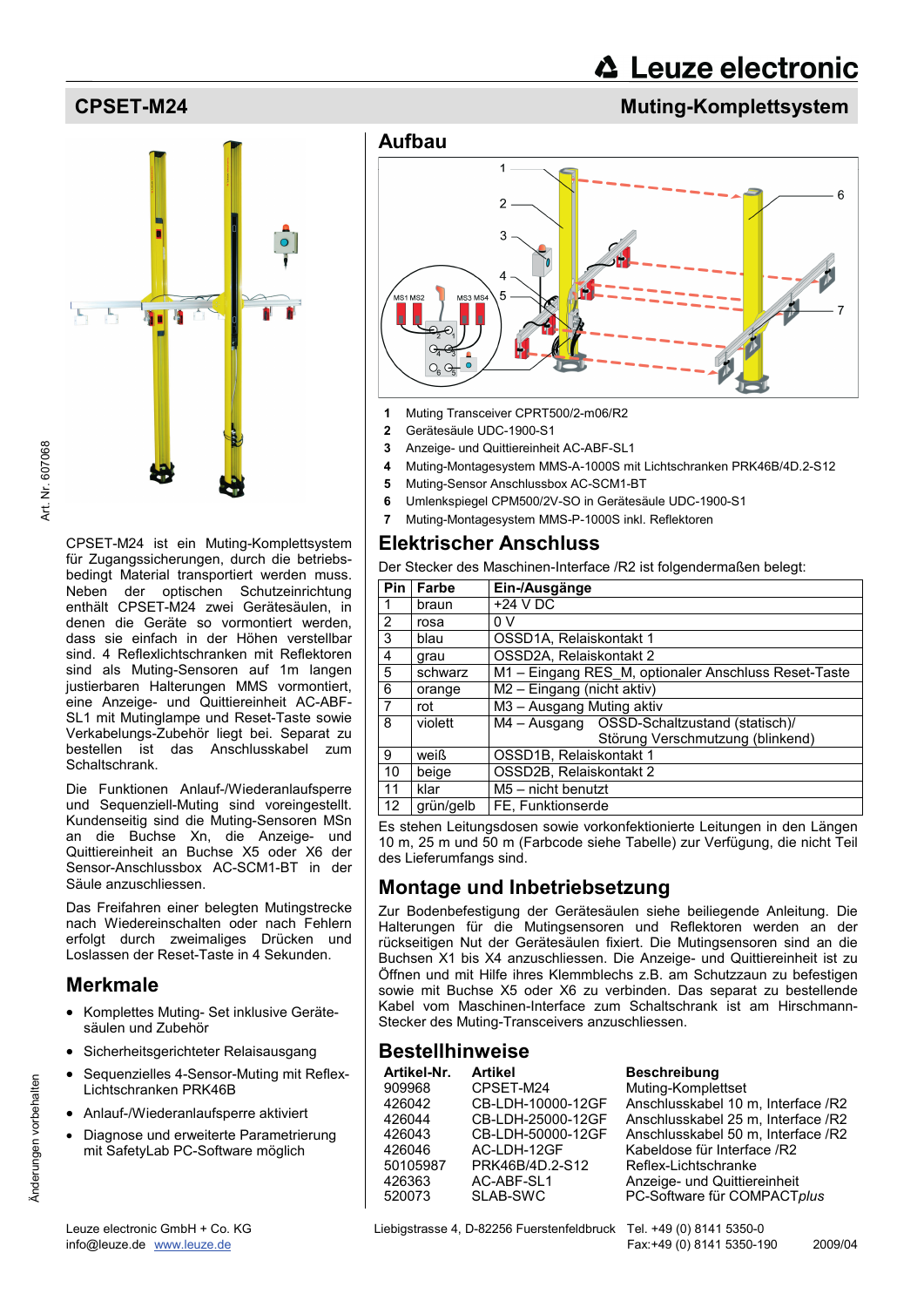# CPSET-M24 — Muting-Komplettsystem

Leuze electronic

Art. Nr. 607068

CPSET-M24 ist ein Muting-Komplettsystem für Zugangssicherungen, durch die betriebsbedingt Material transportiert werden muss. Neben der optischen Schutzeinrichtung enthält CPSET-M24 zwei Gerätesäulen, in denen die Geräte so vormontiert werden, dass sie einfach in der Höhen verstellbar sind. 4 Reflexlichtschranken mit Reflektoren sind als Muting-Sensoren auf 1m langen justierbaren Halterungen MMS vormontiert, eine Anzeige- und Quittiereinheit AC-ABF-SL1 mit Mutinglampe und Reset-Taste sowie Verkabelungs-Zubehör liegt bei. Separat zu bestellen ist das Anschlusskabel zum Schaltschrank.

Die Funktionen Anlauf-/Wiederanlaufsperre und Sequenziell-Muting sind voreingestellt. Kundenseitig sind die Muting-Sensoren MSn an die Buchse Xn, die Anzeige- und Quittiereinheit an Buchse X5 oder X6 der Sensor-Anschlussbox AC-SCM1-BT in der Säule anzuschliessen.

Das Freifahren einer belegten Mutingstrecke nach Wiedereinschalten oder nach Fehlern erfolgt durch zweimaliges Drücken und Loslassen der Reset-Taste in 4 Sekunden.

## Merkmale

- Komplettes Muting- Set inklusive Gerätesäulen und Zubehör
- Sicherheitsgerichteter Relaisausgang
- Sequenzielles 4-Sensor-Muting mit Reflex-Lichtschranken PRK46B
- Anlauf-/Wiederanlaufsperre aktiviert
- Diagnose und erweiterte Parametrierung mit SafetyLab PC-Software möglich

## Aufbau

1. Muting Transceiver CPRT500/2-m06/R2
2. Gerätesäule UDC-1900-S1
3. Anzeige- und Quittiereinheit AC-ABF-SL1
4. Muting-Montagesystem MMS-A-1000S mit Lichtschranken PRK46B/4D.2-S12
5. Muting-Sensor Anschlussbox AC-SCM1-BT
6. Umlenkspiegel CPM500/2V-SO in Gerätesäule UDC-1900-S1
7. Muting-Montagesystem MMS-P-1000S inkl. Reflektoren

## Elektrischer Anschluss

Der Stecker des Maschinen-Interface /R2 ist folgendermaßen belegt:

| Pin | Farbe | Ein-/Ausgänge |
|---|---|---|
| 1 | braun | +24 V DC |
| 2 | rosa | 0 V |
| 3 | blau | OSSD1A, Relaiskontakt 1 |
| 4 | grau | OSSD2A, Relaiskontakt 2 |
| 5 | schwarz | M1 – Eingang RES_M, optionaler Anschluss Reset-Taste |
| 6 | orange | M2 – Eingang (nicht aktiv) |
| 7 | rot | M3 – Ausgang Muting aktiv |
| 8 | violett | M4 – Ausgang OSSD-Schaltzustand (statisch)/ Störung Verschmutzung (blinkend) |
| 9 | weiß | OSSD1B, Relaiskontakt 1 |
| 10 | beige | OSSD2B, Relaiskontakt 2 |
| 11 | klar | M5 – nicht benutzt |
| 12 | grün/gelb | FE, Funktionserde |

Es stehen Leitungsdosen sowie vorkonfektionierte Leitungen in den Längen 10 m, 25 m und 50 m (Farbcode siehe Tabelle) zur Verfügung, die nicht Teil des Lieferumfangs sind.

## Montage und Inbetriebsetzung

Zur Bodenbefestigung der Gerätesäulen siehe beiliegende Anleitung. Die Halterungen für die Mutingsensoren und Reflektoren werden an der rückseitigen Nut der Gerätesäulen fixiert. Die Mutingsensoren sind an die Buchsen X1 bis X4 anzuschliessen. Die Anzeige- und Quittiereinheit ist zu Öffnen und mit Hilfe ihres Klemmblechs z.B. am Schutzzaun zu befestigen sowie mit Buchse X5 oder X6 zu verbinden. Das separat zu bestellende Kabel vom Maschinen-Interface zum Schaltschrank ist am Hirschmann-Stecker des Muting-Transceivers anzuschliessen.

## Bestellhinweise

| Artikel-Nr. | Artikel | Beschreibung |
|---|---|---|
| 909968 | CPSET-M24 | Muting-Komplettset |
| 426042 | CB-LDH-10000-12GF | Anschlusskabel 10 m, Interface /R2 |
| 426044 | CB-LDH-25000-12GF | Anschlusskabel 25 m, Interface /R2 |
| 426043 | CB-LDH-50000-12GF | Anschlusskabel 50 m, Interface /R2 |
| 426046 | AC-LDH-12GF | Kabeldose für Interface /R2 |
| 50105987 | PRK46B/4D.2-S12 | Reflex-Lichtschranke |
| 426363 | AC-ABF-SL1 | Anzeige- und Quittiereinheit |
| 520073 | SLAB-SWC | PC-Software für COMPACT*plus* |

Änderungen vorbehalten

Leuze electronic GmbH + Co. KG  
info@leuze.de www.leuze.de  
Liebigstrasse 4, D-82256 Fuerstenfeldbruck  
Tel. +49 (0) 8141 5350-0  
Fax:+49 (0) 8141 5350-190  
2009/04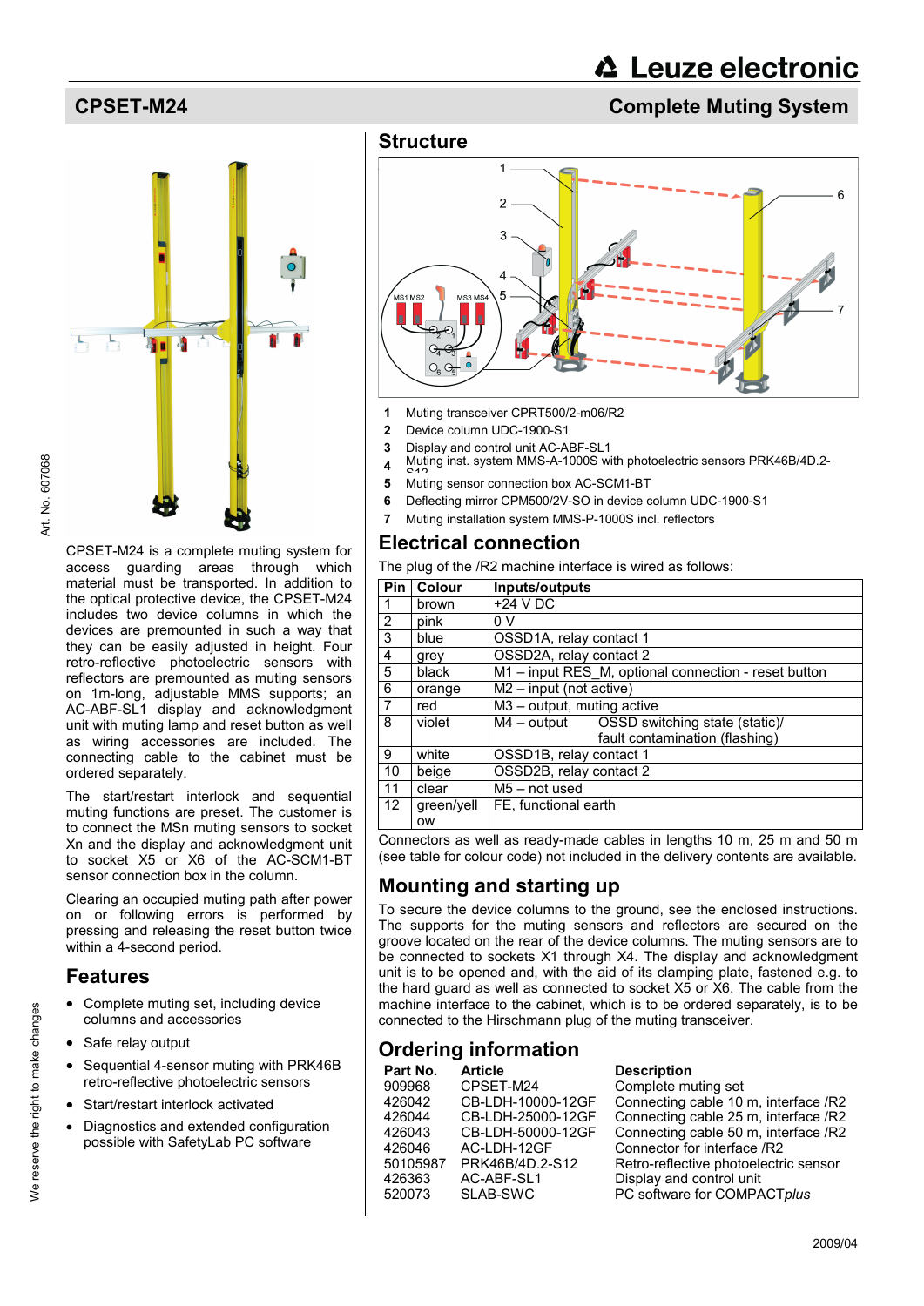# CPSET-M24

## Complete Muting System

CPSET-M24 is a complete muting system for access guarding areas through which material must be transported. In addition to the optical protective device, the CPSET-M24 includes two device columns in which the devices are premounted in such a way that they can be easily adjusted in height. Four retro-reflective photoelectric sensors with reflectors are premounted as muting sensors on 1m-long, adjustable MMS supports; an AC-ABF-SL1 display and acknowledgment unit with muting lamp and reset button as well as wiring accessories are included. The connecting cable to the cabinet must be ordered separately.

The start/restart interlock and sequential muting functions are preset. The customer is to connect the MSn muting sensors to socket Xn and the display and acknowledgment unit to socket X5 or X6 of the AC-SCM1-BT sensor connection box in the column.

Clearing an occupied muting path after power on or following errors is performed by pressing and releasing the reset button twice within a 4-second period.

## Features

- Complete muting set, including device columns and accessories
- Safe relay output
- Sequential 4-sensor muting with PRK46B retro-reflective photoelectric sensors
- Start/restart interlock activated
- Diagnostics and extended configuration possible with SafetyLab PC software

## Structure

1
2
3
4
5
6
7
MS1 MS2
MS3 MS4

1. Muting transceiver CPRT500/2-m06/R2
2. Device column UDC-1900-S1
3. Display and control unit AC-ABF-SL1
4. Muting inst. system MMS-A-1000S with photoelectric sensors PRK46B/4D.2-S12
5. Muting sensor connection box AC-SCM1-BT
6. Deflecting mirror CPM500/2V-SO in device column UDC-1900-S1
7. Muting installation system MMS-P-1000S incl. reflectors

## Electrical connection

The plug of the /R2 machine interface is wired as follows:

| Pin | Colour | Inputs/outputs |
|---|---|---|
| 1 | brown | +24 V DC |
| 2 | pink | 0 V |
| 3 | blue | OSSD1A, relay contact 1 |
| 4 | grey | OSSD2A, relay contact 2 |
| 5 | black | M1 – input RES_M, optional connection - reset button |
| 6 | orange | M2 – input (not active) |
| 7 | red | M3 – output, muting active |
| 8 | violet | M4 – output OSSD switching state (static)/ fault contamination (flashing) |
| 9 | white | OSSD1B, relay contact 1 |
| 10 | beige | OSSD2B, relay contact 2 |
| 11 | clear | M5 – not used |
| 12 | green/yellow | FE, functional earth |

Connectors as well as ready-made cables in lengths 10 m, 25 m and 50 m (see table for colour code) not included in the delivery contents are available.

## Mounting and starting up

To secure the device columns to the ground, see the enclosed instructions. The supports for the muting sensors and reflectors are secured on the groove located on the rear of the device columns. The muting sensors are to be connected to sockets X1 through X4. The display and acknowledgment unit is to be opened and, with the aid of its clamping plate, fastened e.g. to the hard guard as well as connected to socket X5 or X6. The cable from the machine interface to the cabinet, which is to be ordered separately, is to be connected to the Hirschmann plug of the muting transceiver.

## Ordering information

| Part No. | Article | Description |
|---|---|---|
| 909968 | CPSET-M24 | Complete muting set |
| 426042 | CB-LDH-10000-12GF | Connecting cable 10 m, interface /R2 |
| 426044 | CB-LDH-25000-12GF | Connecting cable 25 m, interface /R2 |
| 426043 | CB-LDH-50000-12GF | Connecting cable 50 m, interface /R2 |
| 426046 | AC-LDH-12GF | Connector for interface /R2 |
| 50105987 | PRK46B/4D.2-S12 | Retro-reflective photoelectric sensor |
| 426363 | AC-ABF-SL1 | Display and control unit |
| 520073 | SLAB-SWC | PC software for COMPACT*plus* |

Art. No. 607068

We reserve the right to make changes

2009/04